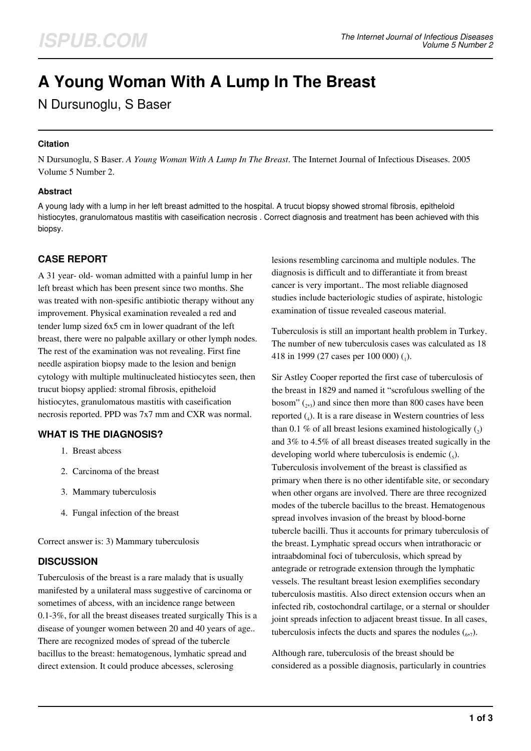# A Young Woman With A Lump In The Breast

N Dursunoglu, S Baser

### Citation

N Dursunoglu, S Baser. *A Young Woman With A Lump In The Breast*. The Internet Journal of Infectious Diseases. 2005 Volume 5 Number 2.

### Abstract

A young lady with a lump in her left breast admitted to the hospital. A trucut biopsy showed stromal fibrosis, epitheloid histiocytes, granulomatous mastitis with caseification necrosis . Correct diagnosis and treatment has been achieved with this biopsy.

## CASE REPORT

A 31 year- old- woman admitted with a painful lump in her left breast which has been present since two months. She was treated with non-spesific antibiotic therapy without any improvement. Physical examination revealed a red and tender lump sized 6x5 cm in lower quadrant of the left breast, there were no palpable axillary or other lymph nodes. The rest of the examination was not revealing. First fine needle aspiration biopsy made to the lesion and benign cytology with multiple multinucleated histiocytes seen, then trucut biopsy applied: stromal fibrosis, epitheloid histiocytes, granulomatous mastitis with caseification necrosis reported. PPD was 7x7 mm and CXR was normal.

## WHAT IS THE DIAGNOSIS?

1. Breast abcess
2. Carcinoma of the breast
3. Mammary tuberculosis
4. Fungal infection of the breast

Correct answer is: 3) Mammary tuberculosis

## DISCUSSION

Tuberculosis of the breast is a rare malady that is usually manifested by a unilateral mass suggestive of carcinoma or sometimes of abcess, with an incidence range between 0.1-3%, for all the breast diseases treated surgically This is a disease of younger women between 20 and 40 years of age.. There are recognized modes of spread of the tubercle bacillus to the breast: hematogenous, lymhatic spread and direct extension. It could produce abcesses, sclerosing lesions resembling carcinoma and multiple nodules. The diagnosis is difficult and to differantiate it from breast cancer is very important.. The most reliable diagnosed studies include bacteriologic studies of aspirate, histologic examination of tissue revealed caseous material.

Tuberculosis is still an important health problem in Turkey. The number of new tuberculosis cases was calculated as 18 418 in 1999 (27 cases per 100 000) ([1]).

Sir Astley Cooper reported the first case of tuberculosis of the breast in 1829 and named it "scrofulous swelling of the bosom" ([2,3]) and since then more than 800 cases have been reported ([4]). It is a rare disease in Western countries of less than 0.1 % of all breast lesions examined histologically ([2]) and 3% to 4.5% of all breast diseases treated sugically in the developing world where tuberculosis is endemic ([5]). Tuberculosis involvement of the breast is classified as primary when there is no other identifiable site, or secondary when other organs are involved. There are three recognized modes of the tubercle bacillus to the breast. Hematogenous spread involves invasion of the breast by blood-borne tubercle bacilli. Thus it accounts for primary tuberculosis of the breast. Lymphatic spread occurs when intrathoracic or intraabdominal foci of tuberculosis, which spread by antegrade or retrograde extension through the lymphatic vessels. The resultant breast lesion exemplifies secondary tuberculosis mastitis. Also direct extension occurs when an infected rib, costochondral cartilage, or a sternal or shoulder joint spreads infection to adjacent breast tissue. In all cases, tuberculosis infects the ducts and spares the nodules ([6,7]).

Although rare, tuberculosis of the breast should be considered as a possible diagnosis, particularly in countries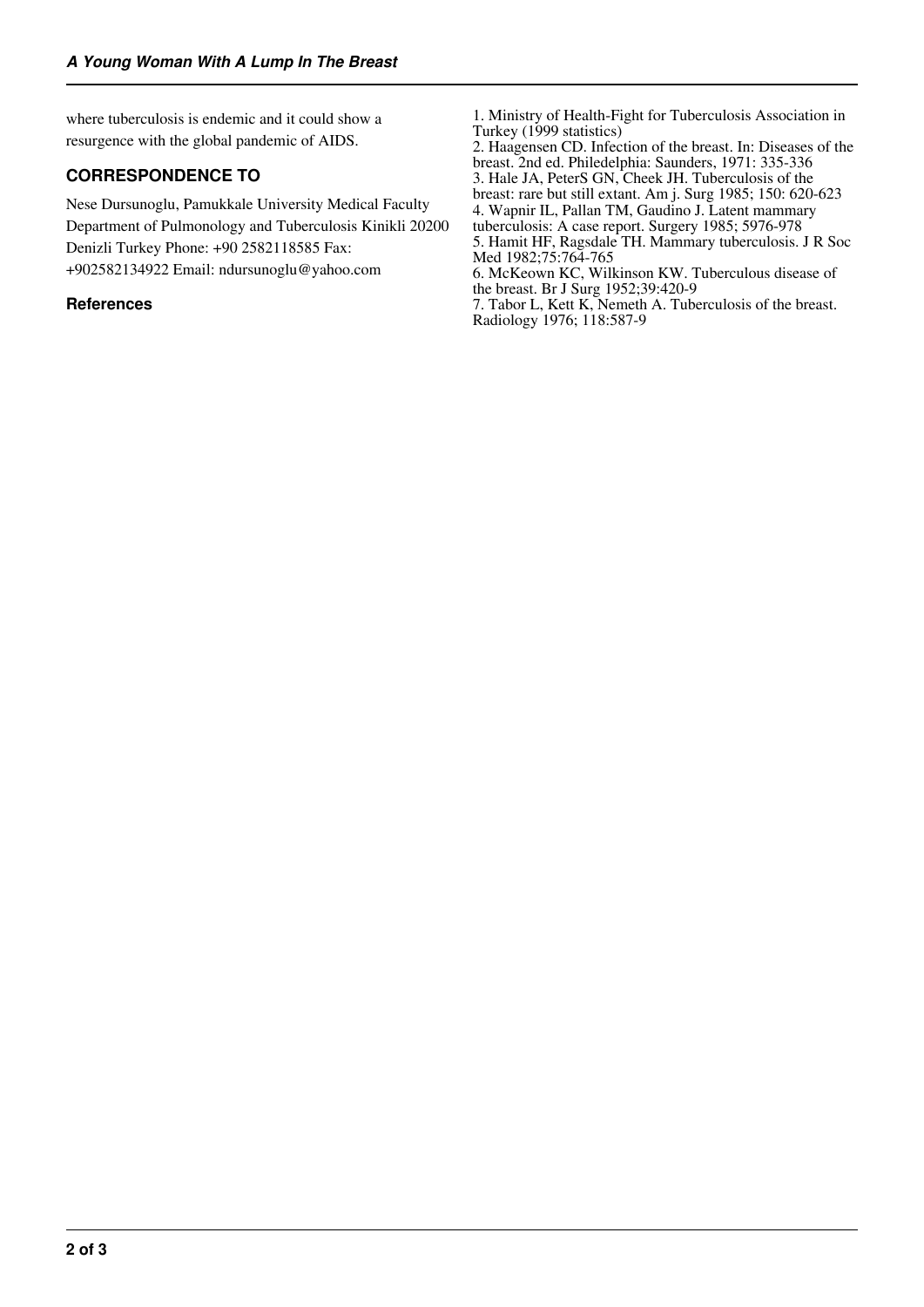where tuberculosis is endemic and it could show a resurgence with the global pandemic of AIDS.

## CORRESPONDENCE TO

Nese Dursunoglu, Pamukkale University Medical Faculty Department of Pulmonology and Tuberculosis Kinikli 20200 Denizli Turkey Phone: +90 2582118585 Fax: +902582134922 Email: ndursunoglu@yahoo.com

### References

1. Ministry of Health-Fight for Tuberculosis Association in Turkey (1999 statistics)
2. Haagensen CD. Infection of the breast. In: Diseases of the breast. 2nd ed. Philedelphia: Saunders, 1971: 335-336
3. Hale JA, PeterS GN, Cheek JH. Tuberculosis of the breast: rare but still extant. Am j. Surg 1985; 150: 620-623
4. Wapnir IL, Pallan TM, Gaudino J. Latent mammary tuberculosis: A case report. Surgery 1985; 5976-978
5. Hamit HF, Ragsdale TH. Mammary tuberculosis. J R Soc Med 1982;75:764-765
6. McKeown KC, Wilkinson KW. Tuberculous disease of the breast. Br J Surg 1952;39:420-9
7. Tabor L, Kett K, Nemeth A. Tuberculosis of the breast. Radiology 1976; 118:587-9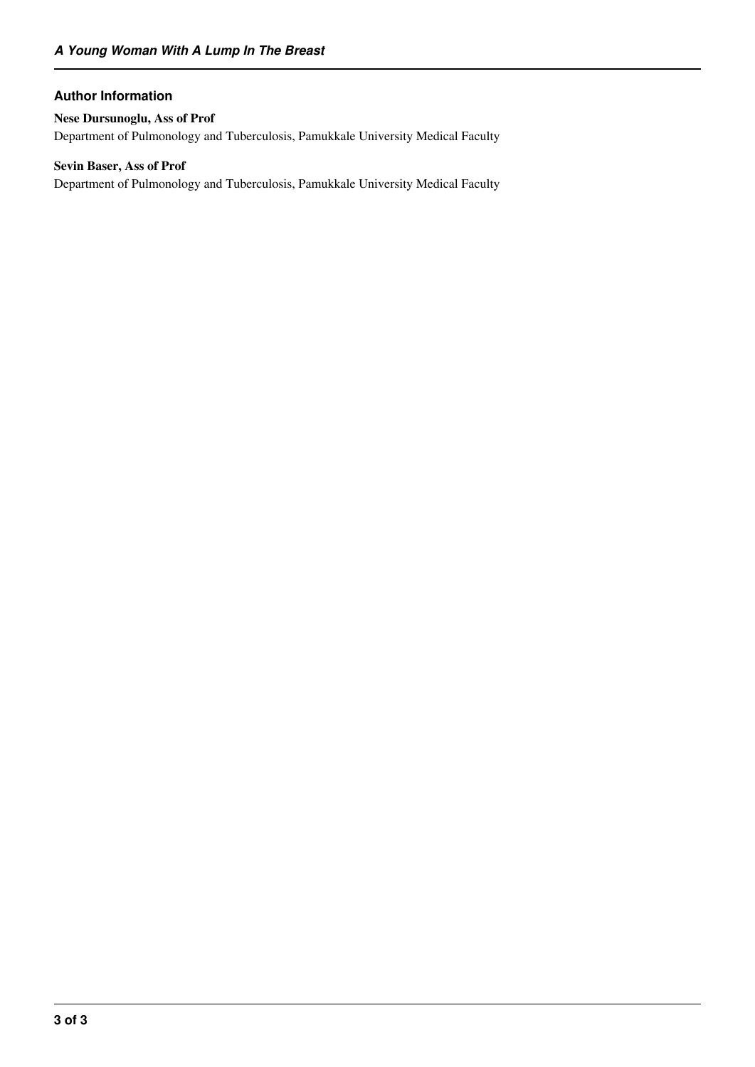## Author Information

**Nese Dursunoglu, Ass of Prof**

Department of Pulmonology and Tuberculosis, Pamukkale University Medical Faculty

**Sevin Baser, Ass of Prof**

Department of Pulmonology and Tuberculosis, Pamukkale University Medical Faculty